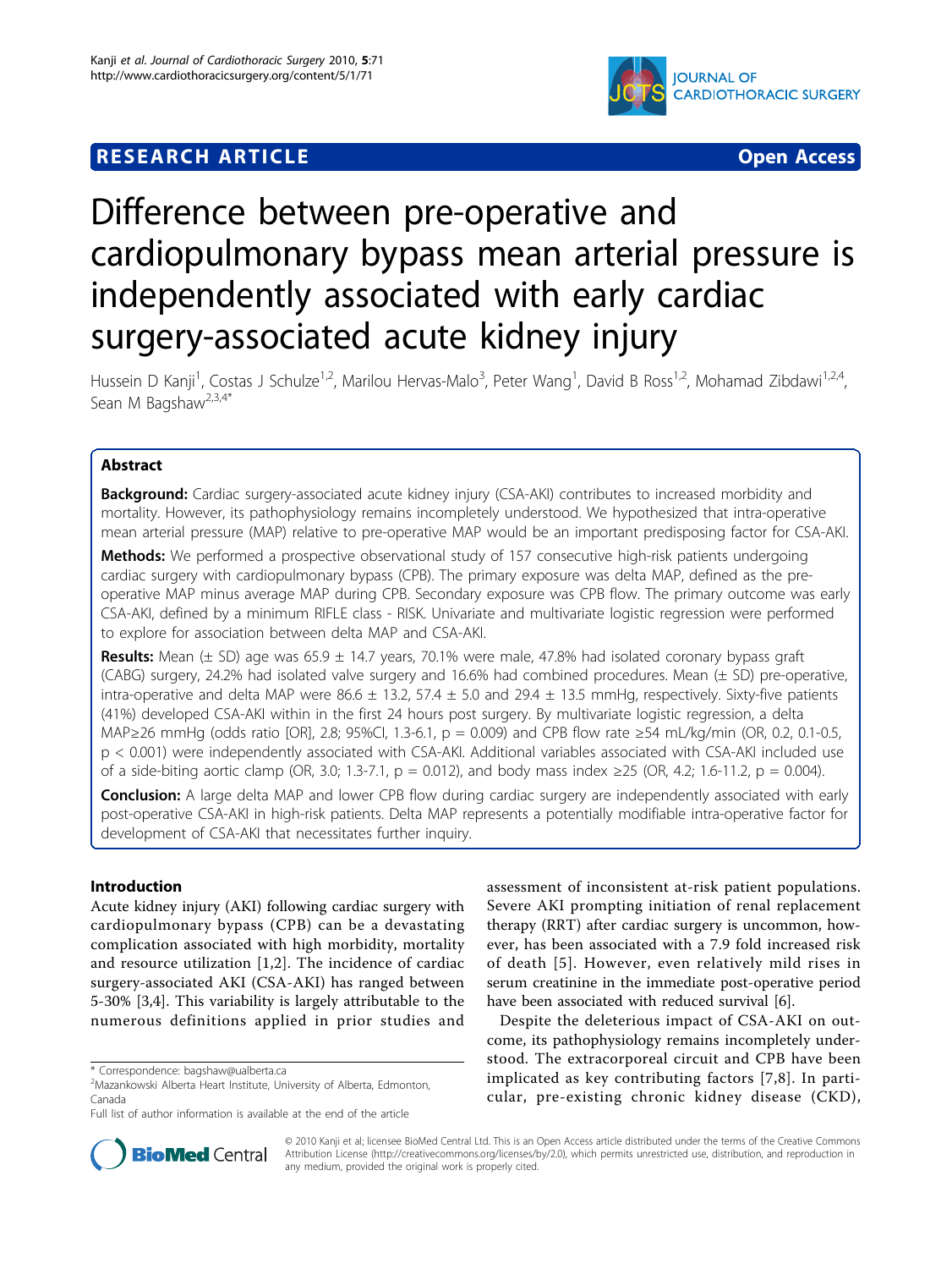RESEARCH ARTICLE

Open Access

# Difference between pre-operative and cardiopulmonary bypass mean arterial pressure is independently associated with early cardiac surgery-associated acute kidney injury

Hussein D Kanji[1], Costas J Schulze[1,2], Marilou Hervas-Malo[3], Peter Wang[1], David B Ross[1,2], Mohamad Zibdawi[1,2,4], Sean M Bagshaw[2,3,4*]

## Abstract

**Background:** Cardiac surgery-associated acute kidney injury (CSA-AKI) contributes to increased morbidity and mortality. However, its pathophysiology remains incompletely understood. We hypothesized that intra-operative mean arterial pressure (MAP) relative to pre-operative MAP would be an important predisposing factor for CSA-AKI.

**Methods:** We performed a prospective observational study of 157 consecutive high-risk patients undergoing cardiac surgery with cardiopulmonary bypass (CPB). The primary exposure was delta MAP, defined as the pre-operative MAP minus average MAP during CPB. Secondary exposure was CPB flow. The primary outcome was early CSA-AKI, defined by a minimum RIFLE class - RISK. Univariate and multivariate logistic regression were performed to explore for association between delta MAP and CSA-AKI.

**Results:** Mean (± SD) age was 65.9 ± 14.7 years, 70.1% were male, 47.8% had isolated coronary bypass graft (CABG) surgery, 24.2% had isolated valve surgery and 16.6% had combined procedures. Mean (± SD) pre-operative, intra-operative and delta MAP were 86.6 ± 13.2, 57.4 ± 5.0 and 29.4 ± 13.5 mmHg, respectively. Sixty-five patients (41%) developed CSA-AKI within in the first 24 hours post surgery. By multivariate logistic regression, a delta MAP≥26 mmHg (odds ratio [OR], 2.8; 95%CI, 1.3-6.1, p = 0.009) and CPB flow rate ≥54 mL/kg/min (OR, 0.2, 0.1-0.5, p < 0.001) were independently associated with CSA-AKI. Additional variables associated with CSA-AKI included use of a side-biting aortic clamp (OR, 3.0; 1.3-7.1, p = 0.012), and body mass index ≥25 (OR, 4.2; 1.6-11.2, p = 0.004).

**Conclusion:** A large delta MAP and lower CPB flow during cardiac surgery are independently associated with early post-operative CSA-AKI in high-risk patients. Delta MAP represents a potentially modifiable intra-operative factor for development of CSA-AKI that necessitates further inquiry.

## Introduction

Acute kidney injury (AKI) following cardiac surgery with cardiopulmonary bypass (CPB) can be a devastating complication associated with high morbidity, mortality and resource utilization [1,2]. The incidence of cardiac surgery-associated AKI (CSA-AKI) has ranged between 5-30% [3,4]. This variability is largely attributable to the numerous definitions applied in prior studies and assessment of inconsistent at-risk patient populations. Severe AKI prompting initiation of renal replacement therapy (RRT) after cardiac surgery is uncommon, however, has been associated with a 7.9 fold increased risk of death [5]. However, even relatively mild rises in serum creatinine in the immediate post-operative period have been associated with reduced survival [6].

Despite the deleterious impact of CSA-AKI on outcome, its pathophysiology remains incompletely understood. The extracorporeal circuit and CPB have been implicated as key contributing factors [7,8]. In particular, pre-existing chronic kidney disease (CKD),

\* Correspondence: bagshaw@ualberta.ca
[2]Mazankowski Alberta Heart Institute, University of Alberta, Edmonton, Canada
Full list of author information is available at the end of the article

© 2010 Kanji et al; licensee BioMed Central Ltd. This is an Open Access article distributed under the terms of the Creative Commons Attribution License (http://creativecommons.org/licenses/by/2.0), which permits unrestricted use, distribution, and reproduction in any medium, provided the original work is properly cited.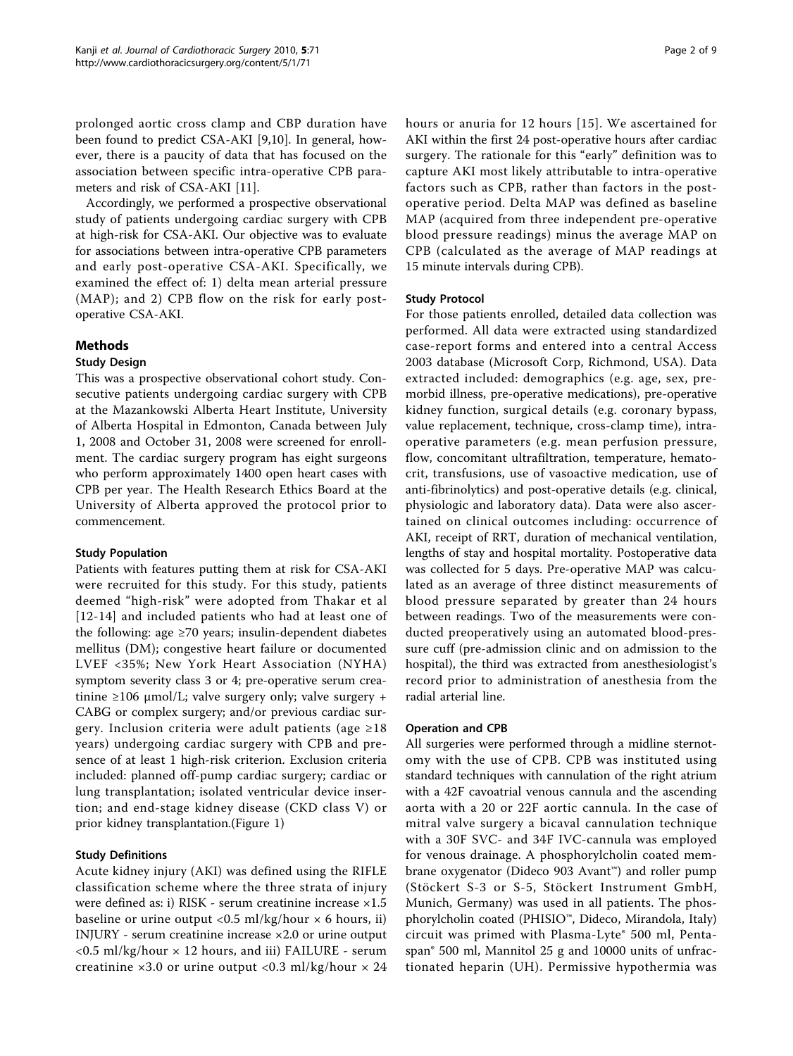prolonged aortic cross clamp and CBP duration have been found to predict CSA-AKI [9,10]. In general, however, there is a paucity of data that has focused on the association between specific intra-operative CPB parameters and risk of CSA-AKI [11].

Accordingly, we performed a prospective observational study of patients undergoing cardiac surgery with CPB at high-risk for CSA-AKI. Our objective was to evaluate for associations between intra-operative CPB parameters and early post-operative CSA-AKI. Specifically, we examined the effect of: 1) delta mean arterial pressure (MAP); and 2) CPB flow on the risk for early post-operative CSA-AKI.

## Methods

### Study Design

This was a prospective observational cohort study. Consecutive patients undergoing cardiac surgery with CPB at the Mazankowski Alberta Heart Institute, University of Alberta Hospital in Edmonton, Canada between July 1, 2008 and October 31, 2008 were screened for enrollment. The cardiac surgery program has eight surgeons who perform approximately 1400 open heart cases with CPB per year. The Health Research Ethics Board at the University of Alberta approved the protocol prior to commencement.

### Study Population

Patients with features putting them at risk for CSA-AKI were recruited for this study. For this study, patients deemed "high-risk" were adopted from Thakar et al [12-14] and included patients who had at least one of the following: age ≥70 years; insulin-dependent diabetes mellitus (DM); congestive heart failure or documented LVEF <35%; New York Heart Association (NYHA) symptom severity class 3 or 4; pre-operative serum creatinine ≥106 μmol/L; valve surgery only; valve surgery + CABG or complex surgery; and/or previous cardiac surgery. Inclusion criteria were adult patients (age ≥18 years) undergoing cardiac surgery with CPB and presence of at least 1 high-risk criterion. Exclusion criteria included: planned off-pump cardiac surgery; cardiac or lung transplantation; isolated ventricular device insertion; and end-stage kidney disease (CKD class V) or prior kidney transplantation.(Figure 1)

### Study Definitions

Acute kidney injury (AKI) was defined using the RIFLE classification scheme where the three strata of injury were defined as: i) RISK - serum creatinine increase ×1.5 baseline or urine output <0.5 ml/kg/hour × 6 hours, ii) INJURY - serum creatinine increase ×2.0 or urine output <0.5 ml/kg/hour × 12 hours, and iii) FAILURE - serum creatinine ×3.0 or urine output <0.3 ml/kg/hour × 24 hours or anuria for 12 hours [15]. We ascertained for AKI within the first 24 post-operative hours after cardiac surgery. The rationale for this "early" definition was to capture AKI most likely attributable to intra-operative factors such as CPB, rather than factors in the post-operative period. Delta MAP was defined as baseline MAP (acquired from three independent pre-operative blood pressure readings) minus the average MAP on CPB (calculated as the average of MAP readings at 15 minute intervals during CPB).

### Study Protocol

For those patients enrolled, detailed data collection was performed. All data were extracted using standardized case-report forms and entered into a central Access 2003 database (Microsoft Corp, Richmond, USA). Data extracted included: demographics (e.g. age, sex, premorbid illness, pre-operative medications), pre-operative kidney function, surgical details (e.g. coronary bypass, value replacement, technique, cross-clamp time), intra-operative parameters (e.g. mean perfusion pressure, flow, concomitant ultrafiltration, temperature, hematocrit, transfusions, use of vasoactive medication, use of anti-fibrinolytics) and post-operative details (e.g. clinical, physiologic and laboratory data). Data were also ascertained on clinical outcomes including: occurrence of AKI, receipt of RRT, duration of mechanical ventilation, lengths of stay and hospital mortality. Postoperative data was collected for 5 days. Pre-operative MAP was calculated as an average of three distinct measurements of blood pressure separated by greater than 24 hours between readings. Two of the measurements were conducted preoperatively using an automated blood-pressure cuff (pre-admission clinic and on admission to the hospital), the third was extracted from anesthesiologist's record prior to administration of anesthesia from the radial arterial line.

### Operation and CPB

All surgeries were performed through a midline sternotomy with the use of CPB. CPB was instituted using standard techniques with cannulation of the right atrium with a 42F cavoatrial venous cannula and the ascending aorta with a 20 or 22F aortic cannula. In the case of mitral valve surgery a bicaval cannulation technique with a 30F SVC- and 34F IVC-cannula was employed for venous drainage. A phosphorylcholin coated membrane oxygenator (Dideco 903 Avant™) and roller pump (Stöckert S-3 or S-5, Stöckert Instrument GmbH, Munich, Germany) was used in all patients. The phosphorylcholin coated (PHISIO™, Dideco, Mirandola, Italy) circuit was primed with Plasma-Lyte® 500 ml, Pentaspan® 500 ml, Mannitol 25 g and 10000 units of unfractionated heparin (UH). Permissive hypothermia was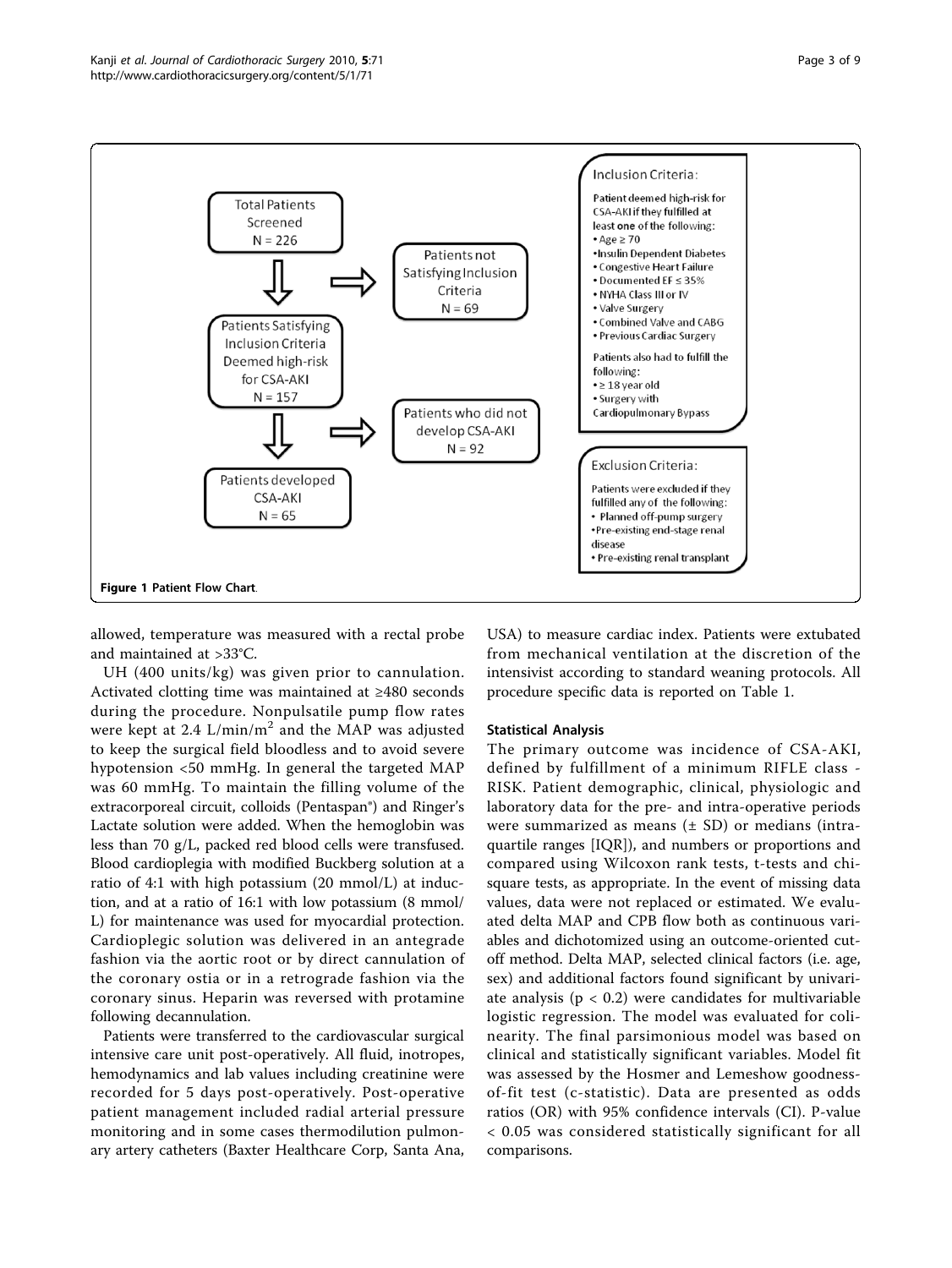Total Patients Screened N = 226

Patients not Satisfying Inclusion Criteria N = 69

Patients Satisfying Inclusion Criteria Deemed high-risk for CSA-AKI N = 157

Patients who did not develop CSA-AKI N = 92

Patients developed CSA-AKI N = 65

Inclusion Criteria:

Patient deemed high-risk for CSA-AKI if they fulfilled at least **one** of the following:

- Age ≥ 70
- Insulin Dependent Diabetes
- Congestive Heart Failure
- Documented EF ≤ 35%
- NYHA Class III or IV
- Valve Surgery
- Combined Valve and CABG
- Previous Cardiac Surgery

Patients also had to fulfill the following:

- ≥ 18 year old
- Surgery with Cardiopulmonary Bypass

Exclusion Criteria:

Patients were excluded if they fulfilled any of the following:

- Planned off-pump surgery
- Pre-existing end-stage renal disease
- Pre-existing renal transplant

**Figure 1 Patient Flow Chart**.

allowed, temperature was measured with a rectal probe and maintained at >33°C.

UH (400 units/kg) was given prior to cannulation. Activated clotting time was maintained at ≥480 seconds during the procedure. Nonpulsatile pump flow rates were kept at 2.4 L/min/$m^2$ and the MAP was adjusted to keep the surgical field bloodless and to avoid severe hypotension <50 mmHg. In general the targeted MAP was 60 mmHg. To maintain the filling volume of the extracorporeal circuit, colloids (Pentaspan®) and Ringer's Lactate solution were added. When the hemoglobin was less than 70 g/L, packed red blood cells were transfused. Blood cardioplegia with modified Buckberg solution at a ratio of 4:1 with high potassium (20 mmol/L) at induction, and at a ratio of 16:1 with low potassium (8 mmol/L) for maintenance was used for myocardial protection. Cardioplegic solution was delivered in an antegrade fashion via the aortic root or by direct cannulation of the coronary ostia or in a retrograde fashion via the coronary sinus. Heparin was reversed with protamine following decannulation.

Patients were transferred to the cardiovascular surgical intensive care unit post-operatively. All fluid, inotropes, hemodynamics and lab values including creatinine were recorded for 5 days post-operatively. Post-operative patient management included radial arterial pressure monitoring and in some cases thermodilution pulmonary artery catheters (Baxter Healthcare Corp, Santa Ana, USA) to measure cardiac index. Patients were extubated from mechanical ventilation at the discretion of the intensivist according to standard weaning protocols. All procedure specific data is reported on Table 1.

### Statistical Analysis

The primary outcome was incidence of CSA-AKI, defined by fulfillment of a minimum RIFLE class - RISK. Patient demographic, clinical, physiologic and laboratory data for the pre- and intra-operative periods were summarized as means (± SD) or medians (intraquartile ranges [IQR]), and numbers or proportions and compared using Wilcoxon rank tests, t-tests and chi-square tests, as appropriate. In the event of missing data values, data were not replaced or estimated. We evaluated delta MAP and CPB flow both as continuous variables and dichotomized using an outcome-oriented cutoff method. Delta MAP, selected clinical factors (i.e. age, sex) and additional factors found significant by univariate analysis ($p < 0.2$) were candidates for multivariable logistic regression. The model was evaluated for colinearity. The final parsimonious model was based on clinical and statistically significant variables. Model fit was assessed by the Hosmer and Lemeshow goodness-of-fit test (c-statistic). Data are presented as odds ratios (OR) with 95% confidence intervals (CI). P-value < 0.05 was considered statistically significant for all comparisons.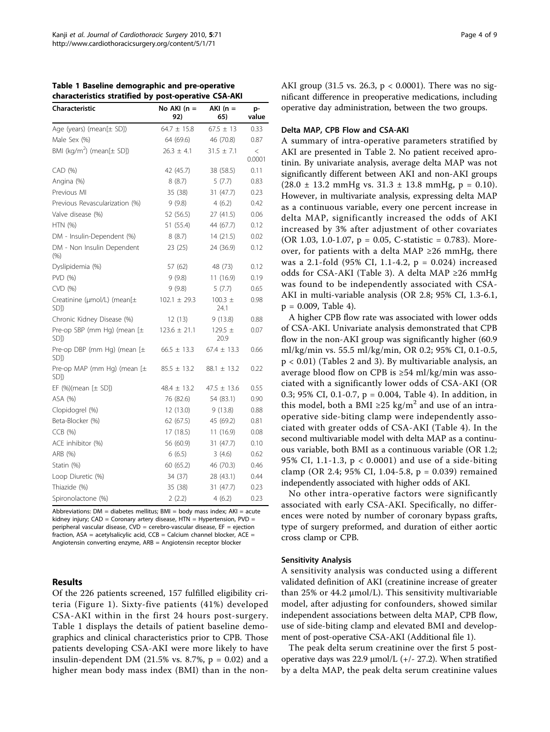**Table 1 Baseline demographic and pre-operative characteristics stratified by post-operative CSA-AKI**

| Characteristic | No AKI (n = 92) | AKI (n = 65) | p-value |
|---|---|---|---|
| Age (years) (mean[± SD]) | 64.7 ± 15.8 | 67.5 ± 13 | 0.33 |
| Male Sex (%) | 64 (69.6) | 46 (70.8) | 0.87 |
| BMI (kg/m$^2$) (mean[± SD]) | 26.3 ± 4.1 | 31.5 ± 7.1 | < 0.0001 |
| CAD (%) | 42 (45.7) | 38 (58.5) | 0.11 |
| Angina (%) | 8 (8.7) | 5 (7.7) | 0.83 |
| Previous MI | 35 (38) | 31 (47.7) | 0.23 |
| Previous Revascularization (%) | 9 (9.8) | 4 (6.2) | 0.42 |
| Valve disease (%) | 52 (56.5) | 27 (41.5) | 0.06 |
| HTN (%) | 51 (55.4) | 44 (67.7) | 0.12 |
| DM - Insulin-Dependent (%) | 8 (8.7) | 14 (21.5) | 0.02 |
| DM - Non Insulin Dependent (%) | 23 (25) | 24 (36.9) | 0.12 |
| Dyslipidemia (%) | 57 (62) | 48 (73) | 0.12 |
| PVD (%) | 9 (9.8) | 11 (16.9) | 0.19 |
| CVD (%) | 9 (9.8) | 5 (7.7) | 0.65 |
| Creatinine (μmol/L) (mean[± SD]) | 102.1 ± 29.3 | 100.3 ± 24.1 | 0.98 |
| Chronic Kidney Disease (%) | 12 (13) | 9 (13.8) | 0.88 |
| Pre-op SBP (mm Hg) (mean [± SD]) | 123.6 ± 21.1 | 129.5 ± 20.9 | 0.07 |
| Pre-op DBP (mm Hg) (mean [± SD]) | 66.5 ± 13.3 | 67.4 ± 13.3 | 0.66 |
| Pre-op MAP (mm Hg) (mean [± SD]) | 85.5 ± 13.2 | 88.1 ± 13.2 | 0.22 |
| EF (%)(mean [± SD]) | 48.4 ± 13.2 | 47.5 ± 13.6 | 0.55 |
| ASA (%) | 76 (82.6) | 54 (83.1) | 0.90 |
| Clopidogrel (%) | 12 (13.0) | 9 (13.8) | 0.88 |
| Beta-Blocker (%) | 62 (67.5) | 45 (69.2) | 0.81 |
| CCB (%) | 17 (18.5) | 11 (16.9) | 0.08 |
| ACE inhibitor (%) | 56 (60.9) | 31 (47.7) | 0.10 |
| ARB (%) | 6 (6.5) | 3 (4.6) | 0.62 |
| Statin (%) | 60 (65.2) | 46 (70.3) | 0.46 |
| Loop Diuretic (%) | 34 (37) | 28 (43.1) | 0.44 |
| Thiazide (%) | 35 (38) | 31 (47.7) | 0.23 |
| Spironolactone (%) | 2 (2.2) | 4 (6.2) | 0.23 |

Abbreviations: DM = diabetes mellitus; BMI = body mass index; AKI = acute kidney injury; CAD = Coronary artery disease, HTN = Hypertension, PVD = peripheral vascular disease, CVD = cerebro-vascular disease, EF = ejection fraction, ASA = acetylsalicylic acid, CCB = Calcium channel blocker, ACE = Angiotensin converting enzyme, ARB = Angiotensin receptor blocker

## Results

Of the 226 patients screened, 157 fulfilled eligibility criteria (Figure 1). Sixty-five patients (41%) developed CSA-AKI within in the first 24 hours post-surgery. Table 1 displays the details of patient baseline demographics and clinical characteristics prior to CPB. Those patients developing CSA-AKI were more likely to have insulin-dependent DM (21.5% vs. 8.7%, $p = 0.02$) and a higher mean body mass index (BMI) than in the non-AKI group (31.5 vs. 26.3, $p < 0.0001$). There was no significant difference in preoperative medications, including operative day administration, between the two groups.

### Delta MAP, CPB Flow and CSA-AKI

A summary of intra-operative parameters stratified by AKI are presented in Table 2. No patient received aprotinin. By univariate analysis, average delta MAP was not significantly different between AKI and non-AKI groups (28.0 ± 13.2 mmHg vs. 31.3 ± 13.8 mmHg, $p = 0.10$). However, in multivariate analysis, expressing delta MAP as a continuous variable, every one percent increase in delta MAP, significantly increased the odds of AKI increased by 3% after adjustment of other covariates (OR 1.03, 1.0-1.07, $p = 0.05$, C-statistic = 0.783). Moreover, for patients with a delta MAP ≥26 mmHg, there was a 2.1-fold (95% CI, 1.1-4.2, $p = 0.024$) increased odds for CSA-AKI (Table 3). A delta MAP ≥26 mmHg was found to be independently associated with CSA-AKI in multi-variable analysis (OR 2.8; 95% CI, 1.3-6.1, $p = 0.009$, Table 4).

A higher CPB flow rate was associated with lower odds of CSA-AKI. Univariate analysis demonstrated that CPB flow in the non-AKI group was significantly higher (60.9 ml/kg/min vs. 55.5 ml/kg/min, OR 0.2; 95% CI, 0.1-0.5, $p < 0.01$) (Tables 2 and 3). By multivariable analysis, an average blood flow on CPB is ≥54 ml/kg/min was associated with a significantly lower odds of CSA-AKI (OR 0.3; 95% CI, 0.1-0.7, $p = 0.004$, Table 4). In addition, in this model, both a BMI ≥25 kg/m$^2$ and use of an intra-operative side-biting clamp were independently associated with greater odds of CSA-AKI (Table 4). In the second multivariable model with delta MAP as a continuous variable, both BMI as a continuous variable (OR 1.2; 95% CI, 1.1-1.3, $p < 0.0001$) and use of a side-biting clamp (OR 2.4; 95% CI, 1.04-5.8, $p = 0.039$) remained independently associated with higher odds of AKI.

No other intra-operative factors were significantly associated with early CSA-AKI. Specifically, no differences were noted by number of coronary bypass grafts, type of surgery preformed, and duration of either aortic cross clamp or CPB.

### Sensitivity Analysis

A sensitivity analysis was conducted using a different validated definition of AKI (creatinine increase of greater than 25% or 44.2 μmol/L). This sensitivity multivariable model, after adjusting for confounders, showed similar independent associations between delta MAP, CPB flow, use of side-biting clamp and elevated BMI and development of post-operative CSA-AKI (Additional file 1).

The peak delta serum creatinine over the first 5 post-operative days was 22.9 μmol/L (+/- 27.2). When stratified by a delta MAP, the peak delta serum creatinine values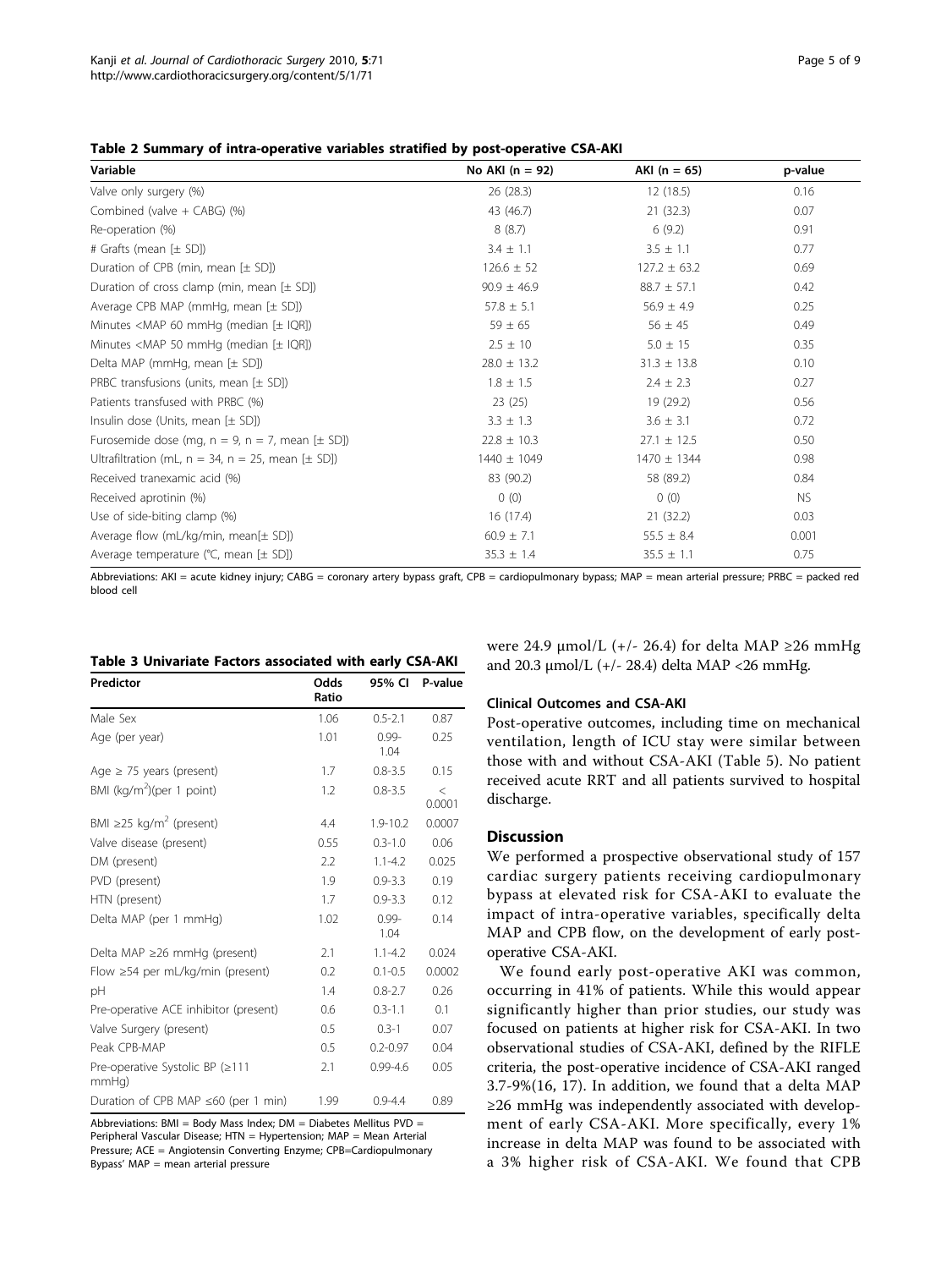**Table 2 Summary of intra-operative variables stratified by post-operative CSA-AKI**

| Variable | No AKI (n = 92) | AKI (n = 65) | p-value |
|---|---|---|---|
| Valve only surgery (%) | 26 (28.3) | 12 (18.5) | 0.16 |
| Combined (valve + CABG) (%) | 43 (46.7) | 21 (32.3) | 0.07 |
| Re-operation (%) | 8 (8.7) | 6 (9.2) | 0.91 |
| # Grafts (mean [± SD]) | 3.4 ± 1.1 | 3.5 ± 1.1 | 0.77 |
| Duration of CPB (min, mean [± SD]) | 126.6 ± 52 | 127.2 ± 63.2 | 0.69 |
| Duration of cross clamp (min, mean [± SD]) | 90.9 ± 46.9 | 88.7 ± 57.1 | 0.42 |
| Average CPB MAP (mmHg, mean [± SD]) | 57.8 ± 5.1 | 56.9 ± 4.9 | 0.25 |
| Minutes <MAP 60 mmHg (median [± IQR]) | 59 ± 65 | 56 ± 45 | 0.49 |
| Minutes <MAP 50 mmHg (median [± IQR]) | 2.5 ± 10 | 5.0 ± 15 | 0.35 |
| Delta MAP (mmHg, mean [± SD]) | 28.0 ± 13.2 | 31.3 ± 13.8 | 0.10 |
| PRBC transfusions (units, mean [± SD]) | 1.8 ± 1.5 | 2.4 ± 2.3 | 0.27 |
| Patients transfused with PRBC (%) | 23 (25) | 19 (29.2) | 0.56 |
| Insulin dose (Units, mean [± SD]) | 3.3 ± 1.3 | 3.6 ± 3.1 | 0.72 |
| Furosemide dose (mg, n = 9, n = 7, mean [± SD]) | 22.8 ± 10.3 | 27.1 ± 12.5 | 0.50 |
| Ultrafiltration (mL, n = 34, n = 25, mean [± SD]) | 1440 ± 1049 | 1470 ± 1344 | 0.98 |
| Received tranexamic acid (%) | 83 (90.2) | 58 (89.2) | 0.84 |
| Received aprotinin (%) | 0 (0) | 0 (0) | NS |
| Use of side-biting clamp (%) | 16 (17.4) | 21 (32.2) | 0.03 |
| Average flow (mL/kg/min, mean[± SD]) | 60.9 ± 7.1 | 55.5 ± 8.4 | 0.001 |
| Average temperature (°C, mean [± SD]) | 35.3 ± 1.4 | 35.5 ± 1.1 | 0.75 |

Abbreviations: AKI = acute kidney injury; CABG = coronary artery bypass graft, CPB = cardiopulmonary bypass; MAP = mean arterial pressure; PRBC = packed red blood cell

**Table 3 Univariate Factors associated with early CSA-AKI**

| Predictor | Odds Ratio | 95% CI | P-value |
|---|---|---|---|
| Male Sex | 1.06 | 0.5-2.1 | 0.87 |
| Age (per year) | 1.01 | 0.99-1.04 | 0.25 |
| Age ≥ 75 years (present) | 1.7 | 0.8-3.5 | 0.15 |
| BMI (kg/m$^2$)(per 1 point) | 1.2 | 0.8-3.5 | < 0.0001 |
| BMI ≥25 kg/m$^2$ (present) | 4.4 | 1.9-10.2 | 0.0007 |
| Valve disease (present) | 0.55 | 0.3-1.0 | 0.06 |
| DM (present) | 2.2 | 1.1-4.2 | 0.025 |
| PVD (present) | 1.9 | 0.9-3.3 | 0.19 |
| HTN (present) | 1.7 | 0.9-3.3 | 0.12 |
| Delta MAP (per 1 mmHg) | 1.02 | 0.99-1.04 | 0.14 |
| Delta MAP ≥26 mmHg (present) | 2.1 | 1.1-4.2 | 0.024 |
| Flow ≥54 per mL/kg/min (present) | 0.2 | 0.1-0.5 | 0.0002 |
| pH | 1.4 | 0.8-2.7 | 0.26 |
| Pre-operative ACE inhibitor (present) | 0.6 | 0.3-1.1 | 0.1 |
| Valve Surgery (present) | 0.5 | 0.3-1 | 0.07 |
| Peak CPB-MAP | 0.5 | 0.2-0.97 | 0.04 |
| Pre-operative Systolic BP (≥111 mmHg) | 2.1 | 0.99-4.6 | 0.05 |
| Duration of CPB MAP ≤60 (per 1 min) | 1.99 | 0.9-4.4 | 0.89 |

Abbreviations: BMI = Body Mass Index; DM = Diabetes Mellitus PVD = Peripheral Vascular Disease; HTN = Hypertension; MAP = Mean Arterial Pressure; ACE = Angiotensin Converting Enzyme; CPB=Cardiopulmonary Bypass' MAP = mean arterial pressure

were 24.9 μmol/L (+/- 26.4) for delta MAP ≥26 mmHg and 20.3 μmol/L (+/- 28.4) delta MAP <26 mmHg.

### Clinical Outcomes and CSA-AKI

Post-operative outcomes, including time on mechanical ventilation, length of ICU stay were similar between those with and without CSA-AKI (Table 5). No patient received acute RRT and all patients survived to hospital discharge.

## Discussion

We performed a prospective observational study of 157 cardiac surgery patients receiving cardiopulmonary bypass at elevated risk for CSA-AKI to evaluate the impact of intra-operative variables, specifically delta MAP and CPB flow, on the development of early post-operative CSA-AKI.

We found early post-operative AKI was common, occurring in 41% of patients. While this would appear significantly higher than prior studies, our study was focused on patients at higher risk for CSA-AKI. In two observational studies of CSA-AKI, defined by the RIFLE criteria, the post-operative incidence of CSA-AKI ranged 3.7-9%(16, 17). In addition, we found that a delta MAP ≥26 mmHg was independently associated with development of early CSA-AKI. More specifically, every 1% increase in delta MAP was found to be associated with a 3% higher risk of CSA-AKI. We found that CPB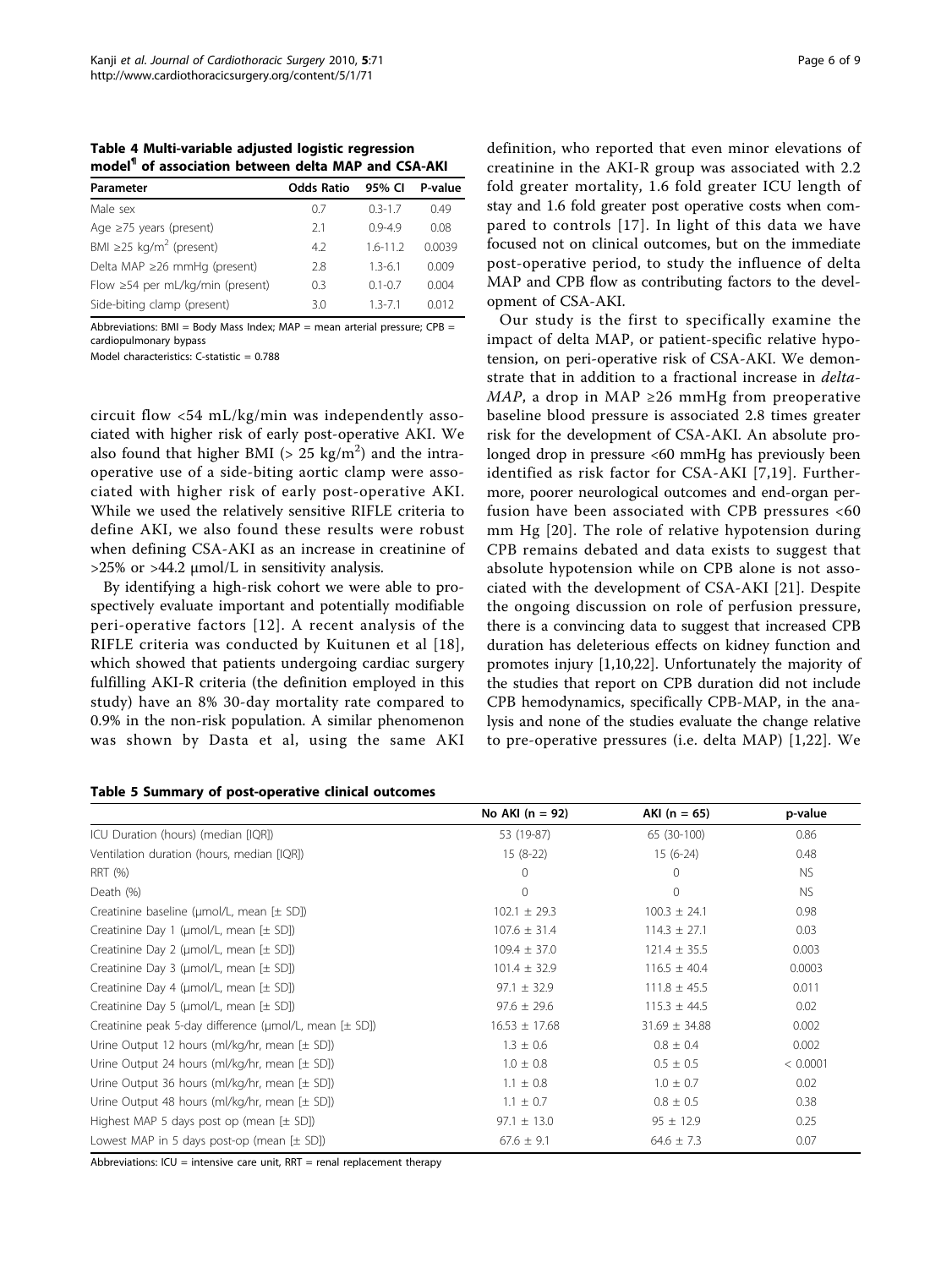**Table 4 Multi-variable adjusted logistic regression model¶ of association between delta MAP and CSA-AKI**

| Parameter | Odds Ratio | 95% CI | P-value |
| --- | --- | --- | --- |
| Male sex | 0.7 | 0.3-1.7 | 0.49 |
| Age ≥75 years (present) | 2.1 | 0.9-4.9 | 0.08 |
| BMI ≥25 kg/m$^2$ (present) | 4.2 | 1.6-11.2 | 0.0039 |
| Delta MAP ≥26 mmHg (present) | 2.8 | 1.3-6.1 | 0.009 |
| Flow ≥54 per mL/kg/min (present) | 0.3 | 0.1-0.7 | 0.004 |
| Side-biting clamp (present) | 3.0 | 1.3-7.1 | 0.012 |

Abbreviations: BMI = Body Mass Index; MAP = mean arterial pressure; CPB = cardiopulmonary bypass

Model characteristics: C-statistic = 0.788

circuit flow <54 mL/kg/min was independently associated with higher risk of early post-operative AKI. We also found that higher BMI (> 25 kg/m$^2$) and the intra-operative use of a side-biting aortic clamp were associated with higher risk of early post-operative AKI. While we used the relatively sensitive RIFLE criteria to define AKI, we also found these results were robust when defining CSA-AKI as an increase in creatinine of >25% or >44.2 μmol/L in sensitivity analysis.

By identifying a high-risk cohort we were able to prospectively evaluate important and potentially modifiable peri-operative factors [12]. A recent analysis of the RIFLE criteria was conducted by Kuitunen et al [18], which showed that patients undergoing cardiac surgery fulfilling AKI-R criteria (the definition employed in this study) have an 8% 30-day mortality rate compared to 0.9% in the non-risk population. A similar phenomenon was shown by Dasta et al, using the same AKI definition, who reported that even minor elevations of creatinine in the AKI-R group was associated with 2.2 fold greater mortality, 1.6 fold greater ICU length of stay and 1.6 fold greater post operative costs when compared to controls [17]. In light of this data we have focused not on clinical outcomes, but on the immediate post-operative period, to study the influence of delta MAP and CPB flow as contributing factors to the development of CSA-AKI.

Our study is the first to specifically examine the impact of delta MAP, or patient-specific relative hypotension, on peri-operative risk of CSA-AKI. We demonstrate that in addition to a fractional increase in *delta-MAP*, a drop in MAP ≥26 mmHg from preoperative baseline blood pressure is associated 2.8 times greater risk for the development of CSA-AKI. An absolute prolonged drop in pressure <60 mmHg has previously been identified as risk factor for CSA-AKI [7,19]. Furthermore, poorer neurological outcomes and end-organ perfusion have been associated with CPB pressures <60 mm Hg [20]. The role of relative hypotension during CPB remains debated and data exists to suggest that absolute hypotension while on CPB alone is not associated with the development of CSA-AKI [21]. Despite the ongoing discussion on role of perfusion pressure, there is a convincing data to suggest that increased CPB duration has deleterious effects on kidney function and promotes injury [1,10,22]. Unfortunately the majority of the studies that report on CPB duration did not include CPB hemodynamics, specifically CPB-MAP, in the analysis and none of the studies evaluate the change relative to pre-operative pressures (i.e. delta MAP) [1,22]. We

**Table 5 Summary of post-operative clinical outcomes**

| | No AKI (n = 92) | AKI (n = 65) | p-value |
| --- | --- | --- | --- |
| ICU Duration (hours) (median [IQR]) | 53 (19-87) | 65 (30-100) | 0.86 |
| Ventilation duration (hours, median [IQR]) | 15 (8-22) | 15 (6-24) | 0.48 |
| RRT (%) | 0 | 0 | NS |
| Death (%) | 0 | 0 | NS |
| Creatinine baseline (μmol/L, mean [± SD]) | 102.1 ± 29.3 | 100.3 ± 24.1 | 0.98 |
| Creatinine Day 1 (μmol/L, mean [± SD]) | 107.6 ± 31.4 | 114.3 ± 27.1 | 0.03 |
| Creatinine Day 2 (μmol/L, mean [± SD]) | 109.4 ± 37.0 | 121.4 ± 35.5 | 0.003 |
| Creatinine Day 3 (μmol/L, mean [± SD]) | 101.4 ± 32.9 | 116.5 ± 40.4 | 0.0003 |
| Creatinine Day 4 (μmol/L, mean [± SD]) | 97.1 ± 32.9 | 111.8 ± 45.5 | 0.011 |
| Creatinine Day 5 (μmol/L, mean [± SD]) | 97.6 ± 29.6 | 115.3 ± 44.5 | 0.02 |
| Creatinine peak 5-day difference (μmol/L, mean [± SD]) | 16.53 ± 17.68 | 31.69 ± 34.88 | 0.002 |
| Urine Output 12 hours (ml/kg/hr, mean [± SD]) | 1.3 ± 0.6 | 0.8 ± 0.4 | 0.002 |
| Urine Output 24 hours (ml/kg/hr, mean [± SD]) | 1.0 ± 0.8 | 0.5 ± 0.5 | < 0.0001 |
| Urine Output 36 hours (ml/kg/hr, mean [± SD]) | 1.1 ± 0.8 | 1.0 ± 0.7 | 0.02 |
| Urine Output 48 hours (ml/kg/hr, mean [± SD]) | 1.1 ± 0.7 | 0.8 ± 0.5 | 0.38 |
| Highest MAP 5 days post op (mean [± SD]) | 97.1 ± 13.0 | 95 ± 12.9 | 0.25 |
| Lowest MAP in 5 days post-op (mean [± SD]) | 67.6 ± 9.1 | 64.6 ± 7.3 | 0.07 |

Abbreviations: ICU = intensive care unit, RRT = renal replacement therapy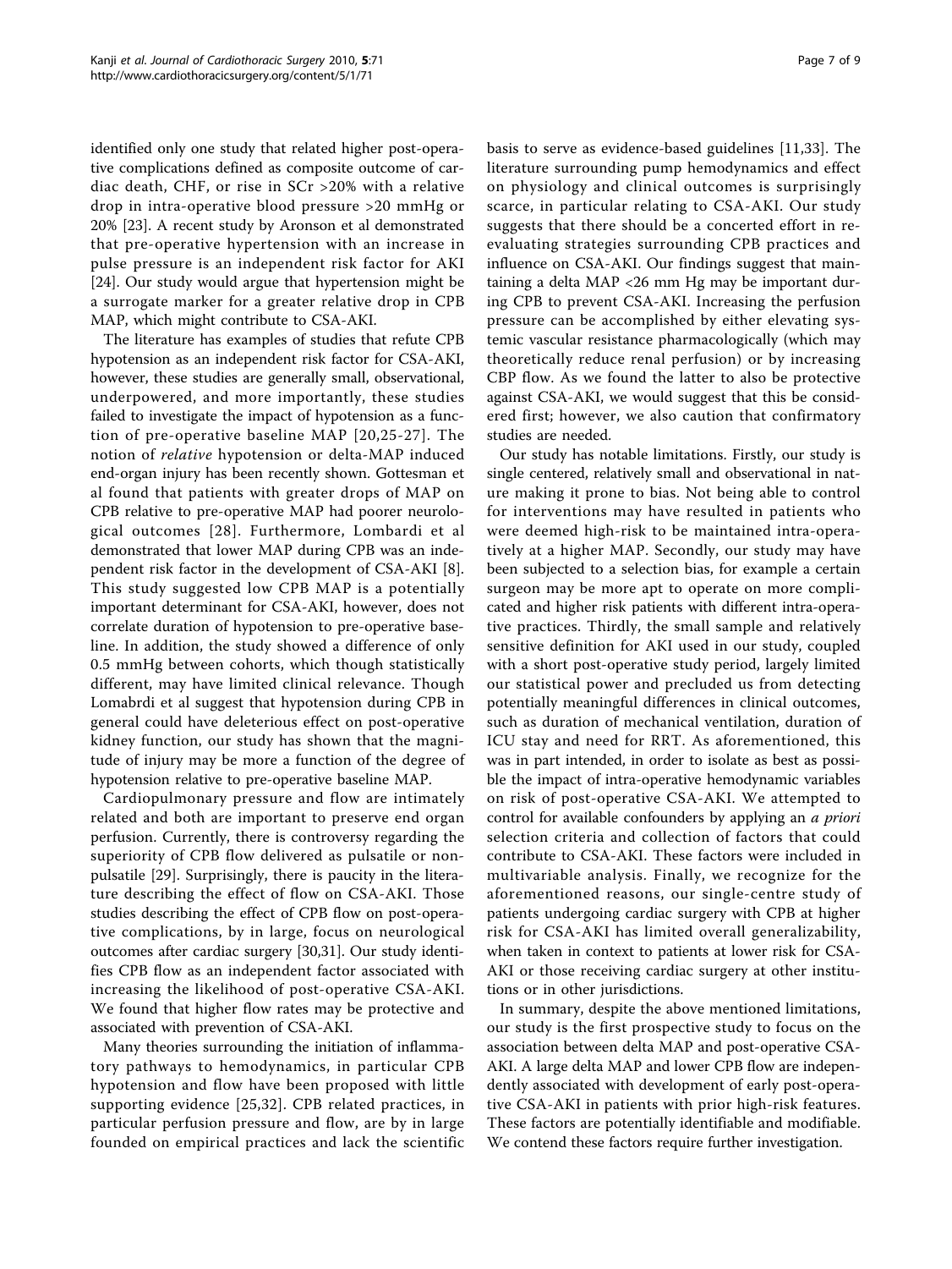identified only one study that related higher post-operative complications defined as composite outcome of cardiac death, CHF, or rise in SCr >20% with a relative drop in intra-operative blood pressure >20 mmHg or 20% [23]. A recent study by Aronson et al demonstrated that pre-operative hypertension with an increase in pulse pressure is an independent risk factor for AKI [24]. Our study would argue that hypertension might be a surrogate marker for a greater relative drop in CPB MAP, which might contribute to CSA-AKI.

The literature has examples of studies that refute CPB hypotension as an independent risk factor for CSA-AKI, however, these studies are generally small, observational, underpowered, and more importantly, these studies failed to investigate the impact of hypotension as a function of pre-operative baseline MAP [20,25-27]. The notion of *relative* hypotension or delta-MAP induced end-organ injury has been recently shown. Gottesman et al found that patients with greater drops of MAP on CPB relative to pre-operative MAP had poorer neurological outcomes [28]. Furthermore, Lombardi et al demonstrated that lower MAP during CPB was an independent risk factor in the development of CSA-AKI [8]. This study suggested low CPB MAP is a potentially important determinant for CSA-AKI, however, does not correlate duration of hypotension to pre-operative baseline. In addition, the study showed a difference of only 0.5 mmHg between cohorts, which though statistically different, may have limited clinical relevance. Though Lomabrdi et al suggest that hypotension during CPB in general could have deleterious effect on post-operative kidney function, our study has shown that the magnitude of injury may be more a function of the degree of hypotension relative to pre-operative baseline MAP.

Cardiopulmonary pressure and flow are intimately related and both are important to preserve end organ perfusion. Currently, there is controversy regarding the superiority of CPB flow delivered as pulsatile or non-pulsatile [29]. Surprisingly, there is paucity in the literature describing the effect of flow on CSA-AKI. Those studies describing the effect of CPB flow on post-operative complications, by in large, focus on neurological outcomes after cardiac surgery [30,31]. Our study identifies CPB flow as an independent factor associated with increasing the likelihood of post-operative CSA-AKI. We found that higher flow rates may be protective and associated with prevention of CSA-AKI.

Many theories surrounding the initiation of inflammatory pathways to hemodynamics, in particular CPB hypotension and flow have been proposed with little supporting evidence [25,32]. CPB related practices, in particular perfusion pressure and flow, are by in large founded on empirical practices and lack the scientific basis to serve as evidence-based guidelines [11,33]. The literature surrounding pump hemodynamics and effect on physiology and clinical outcomes is surprisingly scarce, in particular relating to CSA-AKI. Our study suggests that there should be a concerted effort in re-evaluating strategies surrounding CPB practices and influence on CSA-AKI. Our findings suggest that maintaining a delta MAP <26 mm Hg may be important during CPB to prevent CSA-AKI. Increasing the perfusion pressure can be accomplished by either elevating systemic vascular resistance pharmacologically (which may theoretically reduce renal perfusion) or by increasing CBP flow. As we found the latter to also be protective against CSA-AKI, we would suggest that this be considered first; however, we also caution that confirmatory studies are needed.

Our study has notable limitations. Firstly, our study is single centered, relatively small and observational in nature making it prone to bias. Not being able to control for interventions may have resulted in patients who were deemed high-risk to be maintained intra-operatively at a higher MAP. Secondly, our study may have been subjected to a selection bias, for example a certain surgeon may be more apt to operate on more complicated and higher risk patients with different intra-operative practices. Thirdly, the small sample and relatively sensitive definition for AKI used in our study, coupled with a short post-operative study period, largely limited our statistical power and precluded us from detecting potentially meaningful differences in clinical outcomes, such as duration of mechanical ventilation, duration of ICU stay and need for RRT. As aforementioned, this was in part intended, in order to isolate as best as possible the impact of intra-operative hemodynamic variables on risk of post-operative CSA-AKI. We attempted to control for available confounders by applying an *a priori* selection criteria and collection of factors that could contribute to CSA-AKI. These factors were included in multivariable analysis. Finally, we recognize for the aforementioned reasons, our single-centre study of patients undergoing cardiac surgery with CPB at higher risk for CSA-AKI has limited overall generalizability, when taken in context to patients at lower risk for CSA-AKI or those receiving cardiac surgery at other institutions or in other jurisdictions.

In summary, despite the above mentioned limitations, our study is the first prospective study to focus on the association between delta MAP and post-operative CSA-AKI. A large delta MAP and lower CPB flow are independently associated with development of early post-operative CSA-AKI in patients with prior high-risk features. These factors are potentially identifiable and modifiable. We contend these factors require further investigation.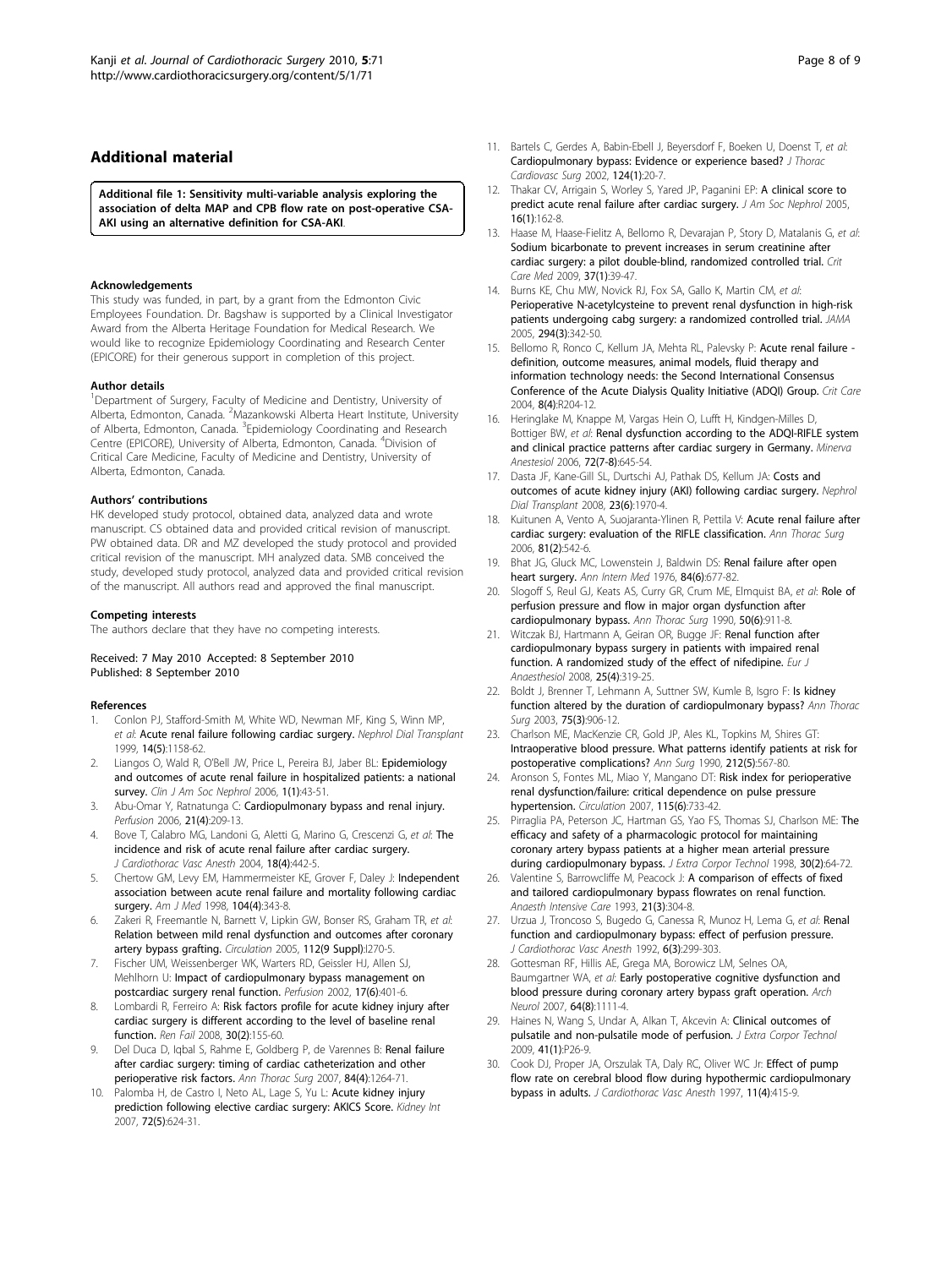## Additional material

**Additional file 1: Sensitivity multi-variable analysis exploring the association of delta MAP and CPB flow rate on post-operative CSA-AKI using an alternative definition for CSA-AKI**.

### Acknowledgements

This study was funded, in part, by a grant from the Edmonton Civic Employees Foundation. Dr. Bagshaw is supported by a Clinical Investigator Award from the Alberta Heritage Foundation for Medical Research. We would like to recognize Epidemiology Coordinating and Research Center (EPICORE) for their generous support in completion of this project.

### Author details

[1]Department of Surgery, Faculty of Medicine and Dentistry, University of Alberta, Edmonton, Canada. [2]Mazankowski Alberta Heart Institute, University of Alberta, Edmonton, Canada. [3]Epidemiology Coordinating and Research Centre (EPICORE), University of Alberta, Edmonton, Canada. [4]Division of Critical Care Medicine, Faculty of Medicine and Dentistry, University of Alberta, Edmonton, Canada.

### Authors' contributions

HK developed study protocol, obtained data, analyzed data and wrote manuscript. CS obtained data and provided critical revision of manuscript. PW obtained data. DR and MZ developed the study protocol and provided critical revision of the manuscript. MH analyzed data. SMB conceived the study, developed study protocol, analyzed data and provided critical revision of the manuscript. All authors read and approved the final manuscript.

### Competing interests

The authors declare that they have no competing interests.

Received: 7 May 2010 Accepted: 8 September 2010
Published: 8 September 2010

### References

1. Conlon PJ, Stafford-Smith M, White WD, Newman MF, King S, Winn MP, *et al*: **Acute renal failure following cardiac surgery.** *Nephrol Dial Transplant* 1999, **14(5)**:1158-62.
2. Liangos O, Wald R, O'Bell JW, Price L, Pereira BJ, Jaber BL: **Epidemiology and outcomes of acute renal failure in hospitalized patients: a national survey.** *Clin J Am Soc Nephrol* 2006, **1(1)**:43-51.
3. Abu-Omar Y, Ratnatunga C: **Cardiopulmonary bypass and renal injury.** *Perfusion* 2006, **21(4)**:209-13.
4. Bove T, Calabro MG, Landoni G, Aletti G, Marino G, Crescenzi G, *et al*: **The incidence and risk of acute renal failure after cardiac surgery.** *J Cardiothorac Vasc Anesth* 2004, **18(4)**:442-5.
5. Chertow GM, Levy EM, Hammermeister KE, Grover F, Daley J: **Independent association between acute renal failure and mortality following cardiac surgery.** *Am J Med* 1998, **104(4)**:343-8.
6. Zakeri R, Freemantle N, Barnett V, Lipkin GW, Bonser RS, Graham TR, *et al*: **Relation between mild renal dysfunction and outcomes after coronary artery bypass grafting.** *Circulation* 2005, **112(9 Suppl)**:I270-5.
7. Fischer UM, Weissenberger WK, Warters RD, Geissler HJ, Allen SJ, Mehlhorn U: **Impact of cardiopulmonary bypass management on postcardiac surgery renal function.** *Perfusion* 2002, **17(6)**:401-6.
8. Lombardi R, Ferreiro A: **Risk factors profile for acute kidney injury after cardiac surgery is different according to the level of baseline renal function.** *Ren Fail* 2008, **30(2)**:155-60.
9. Del Duca D, Iqbal S, Rahme E, Goldberg P, de Varennes B: **Renal failure after cardiac surgery: timing of cardiac catheterization and other perioperative risk factors.** *Ann Thorac Surg* 2007, **84(4)**:1264-71.
10. Palomba H, de Castro I, Neto AL, Lage S, Yu L: **Acute kidney injury prediction following elective cardiac surgery: AKICS Score.** *Kidney Int* 2007, **72(5)**:624-31.
11. Bartels C, Gerdes A, Babin-Ebell J, Beyersdorf F, Boeken U, Doenst T, *et al*: **Cardiopulmonary bypass: Evidence or experience based?** *J Thorac Cardiovasc Surg* 2002, **124(1)**:20-7.
12. Thakar CV, Arrigain S, Worley S, Yared JP, Paganini EP: **A clinical score to predict acute renal failure after cardiac surgery.** *J Am Soc Nephrol* 2005, **16(1)**:162-8.
13. Haase M, Haase-Fielitz A, Bellomo R, Devarajan P, Story D, Matalanis G, *et al*: **Sodium bicarbonate to prevent increases in serum creatinine after cardiac surgery: a pilot double-blind, randomized controlled trial.** *Crit Care Med* 2009, **37(1)**:39-47.
14. Burns KE, Chu MW, Novick RJ, Fox SA, Gallo K, Martin CM, *et al*: **Perioperative N-acetylcysteine to prevent renal dysfunction in high-risk patients undergoing cabg surgery: a randomized controlled trial.** *JAMA* 2005, **294(3)**:342-50.
15. Bellomo R, Ronco C, Kellum JA, Mehta RL, Palevsky P: **Acute renal failure - definition, outcome measures, animal models, fluid therapy and information technology needs: the Second International Consensus Conference of the Acute Dialysis Quality Initiative (ADQI) Group.** *Crit Care* 2004, **8(4)**:R204-12.
16. Heringlake M, Knappe M, Vargas Hein O, Lufft H, Kindgen-Milles D, Bottiger BW, *et al*: **Renal dysfunction according to the ADQI-RIFLE system and clinical practice patterns after cardiac surgery in Germany.** *Minerva Anestesiol* 2006, **72(7-8)**:645-54.
17. Dasta JF, Kane-Gill SL, Durtschi AJ, Pathak DS, Kellum JA: **Costs and outcomes of acute kidney injury (AKI) following cardiac surgery.** *Nephrol Dial Transplant* 2008, **23(6)**:1970-4.
18. Kuitunen A, Vento A, Suojaranta-Ylinen R, Pettila V: **Acute renal failure after cardiac surgery: evaluation of the RIFLE classification.** *Ann Thorac Surg* 2006, **81(2)**:542-6.
19. Bhat JG, Gluck MC, Lowenstein J, Baldwin DS: **Renal failure after open heart surgery.** *Ann Intern Med* 1976, **84(6)**:677-82.
20. Slogoff S, Reul GJ, Keats AS, Curry GR, Crum ME, Elmquist BA, *et al*: **Role of perfusion pressure and flow in major organ dysfunction after cardiopulmonary bypass.** *Ann Thorac Surg* 1990, **50(6)**:911-8.
21. Witczak BJ, Hartmann A, Geiran OR, Bugge JF: **Renal function after cardiopulmonary bypass surgery in patients with impaired renal function. A randomized study of the effect of nifedipine.** *Eur J Anaesthesiol* 2008, **25(4)**:319-25.
22. Boldt J, Brenner T, Lehmann A, Suttner SW, Kumle B, Isgro F: **Is kidney function altered by the duration of cardiopulmonary bypass?** *Ann Thorac Surg* 2003, **75(3)**:906-12.
23. Charlson ME, MacKenzie CR, Gold JP, Ales KL, Topkins M, Shires GT: **Intraoperative blood pressure. What patterns identify patients at risk for postoperative complications?** *Ann Surg* 1990, **212(5)**:567-80.
24. Aronson S, Fontes ML, Miao Y, Mangano DT: **Risk index for perioperative renal dysfunction/failure: critical dependence on pulse pressure hypertension.** *Circulation* 2007, **115(6)**:733-42.
25. Pirraglia PA, Peterson JC, Hartman GS, Yao FS, Thomas SJ, Charlson ME: **The efficacy and safety of a pharmacologic protocol for maintaining coronary artery bypass patients at a higher mean arterial pressure during cardiopulmonary bypass.** *J Extra Corpor Technol* 1998, **30(2)**:64-72.
26. Valentine S, Barrowcliffe M, Peacock J: **A comparison of effects of fixed and tailored cardiopulmonary bypass flowrates on renal function.** *Anaesth Intensive Care* 1993, **21(3)**:304-8.
27. Urzua J, Troncoso S, Bugedo G, Canessa R, Munoz H, Lema G, *et al*: **Renal function and cardiopulmonary bypass: effect of perfusion pressure.** *J Cardiothorac Vasc Anesth* 1992, **6(3)**:299-303.
28. Gottesman RF, Hillis AE, Grega MA, Borowicz LM, Selnes OA, Baumgartner WA, *et al*: **Early postoperative cognitive dysfunction and blood pressure during coronary artery bypass graft operation.** *Arch Neurol* 2007, **64(8)**:1111-4.
29. Haines N, Wang S, Undar A, Alkan T, Akcevin A: **Clinical outcomes of pulsatile and non-pulsatile mode of perfusion.** *J Extra Corpor Technol* 2009, **41(1)**:P26-9.
30. Cook DJ, Proper JA, Orszulak TA, Daly RC, Oliver WC Jr: **Effect of pump flow rate on cerebral blood flow during hypothermic cardiopulmonary bypass in adults.** *J Cardiothorac Vasc Anesth* 1997, **11(4)**:415-9.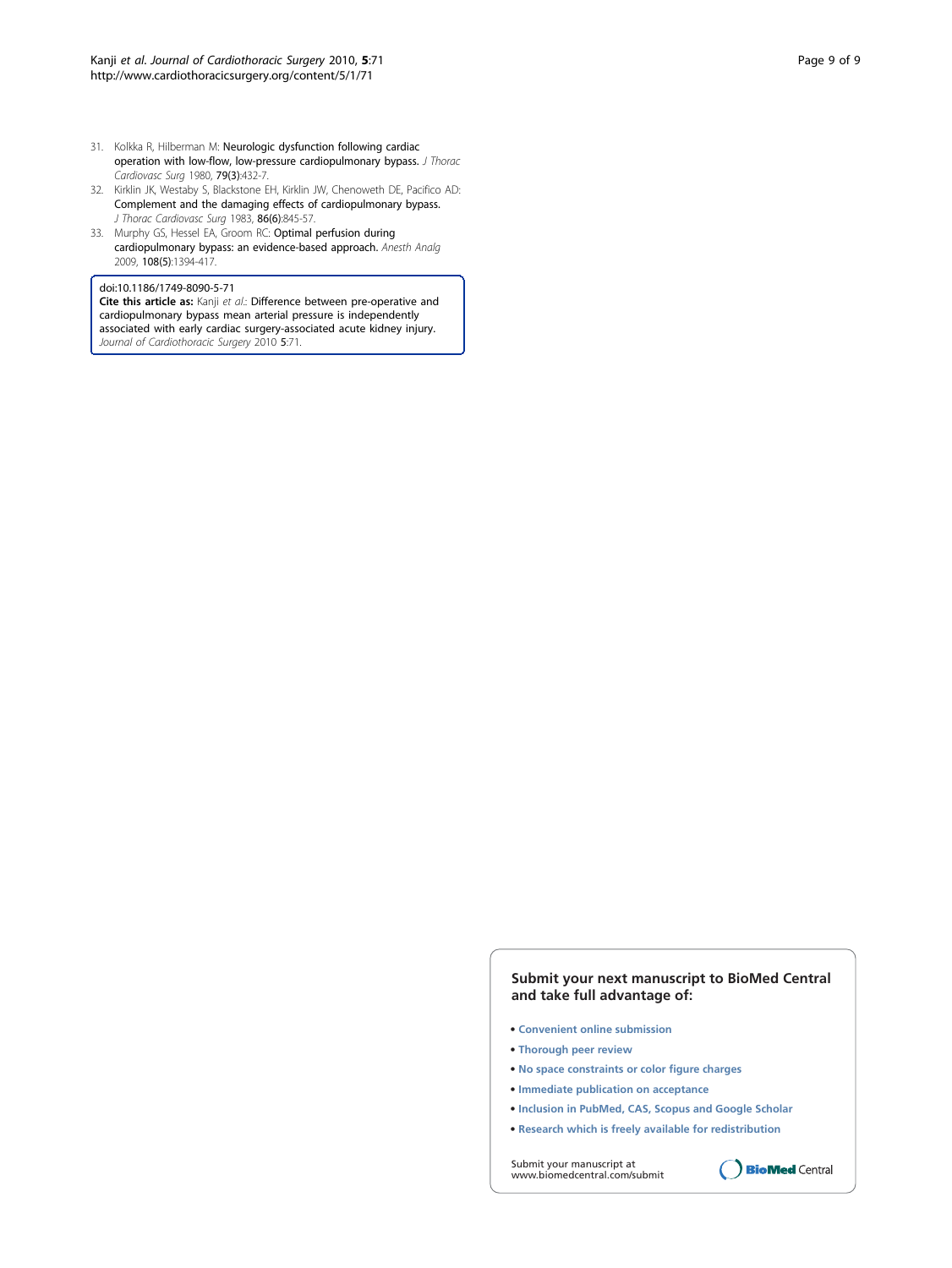31. Kolkka R, Hilberman M: **Neurologic dysfunction following cardiac operation with low-flow, low-pressure cardiopulmonary bypass.** *J Thorac Cardiovasc Surg* 1980, **79(3)**:432-7.
32. Kirklin JK, Westaby S, Blackstone EH, Kirklin JW, Chenoweth DE, Pacifico AD: **Complement and the damaging effects of cardiopulmonary bypass.** *J Thorac Cardiovasc Surg* 1983, **86(6)**:845-57.
33. Murphy GS, Hessel EA, Groom RC: **Optimal perfusion during cardiopulmonary bypass: an evidence-based approach.** *Anesth Analg* 2009, **108(5)**:1394-417.

doi:10.1186/1749-8090-5-71

**Cite this article as:** Kanji *et al.*: Difference between pre-operative and cardiopulmonary bypass mean arterial pressure is independently associated with early cardiac surgery-associated acute kidney injury. *Journal of Cardiothoracic Surgery* 2010 **5**:71.

**Submit your next manuscript to BioMed Central and take full advantage of:**

- **Convenient online submission**
- **Thorough peer review**
- **No space constraints or color figure charges**
- **Immediate publication on acceptance**
- **Inclusion in PubMed, CAS, Scopus and Google Scholar**
- **Research which is freely available for redistribution**

Submit your manuscript at
www.biomedcentral.com/submit

BioMed Central